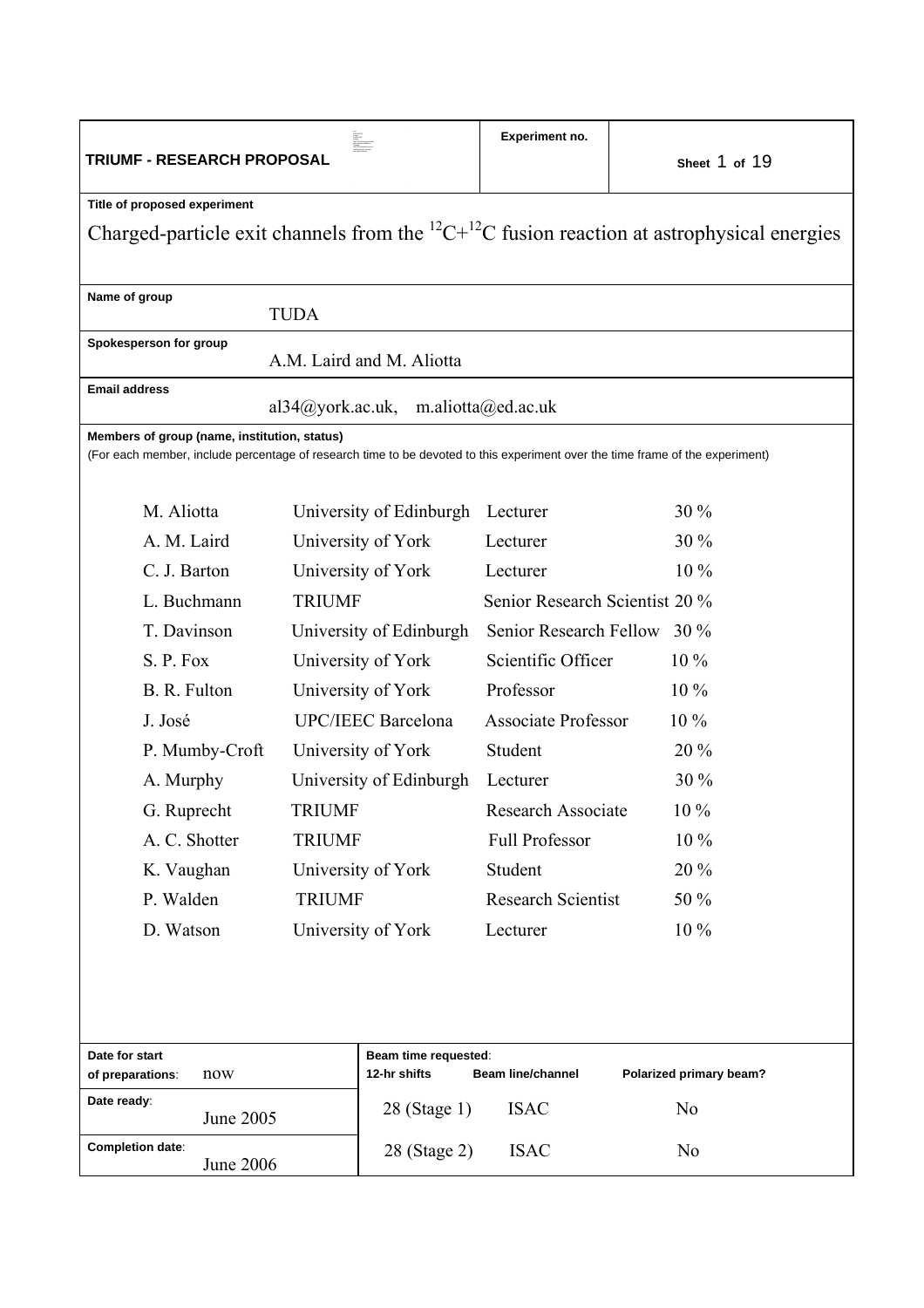**TRIUMF - RESEARCH PROPOSAL**

**Experiment no.**

**Sheet** 1 **of** 19

**Title of proposed experiment**

Charged-particle exit channels from the $^{12}C+^{12}C$ fusion reaction at astrophysical energies

**Name of group**

TUDA

**Spokesperson for group**

A.M. Laird and M. Aliotta

**Email address**

al34@york.ac.uk, m.aliotta@ed.ac.uk

**Members of group (name, institution, status)**

(For each member, include percentage of research time to be devoted to this experiment over the time frame of the experiment)

| Name | Institution | Status | % |
|---|---|---|---|
| M. Aliotta | University of Edinburgh | Lecturer | 30 % |
| A. M. Laird | University of York | Lecturer | 30 % |
| C. J. Barton | University of York | Lecturer | 10 % |
| L. Buchmann | TRIUMF | Senior Research Scientist | 20 % |
| T. Davinson | University of Edinburgh | Senior Research Fellow | 30 % |
| S. P. Fox | University of York | Scientific Officer | 10 % |
| B. R. Fulton | University of York | Professor | 10 % |
| J. José | UPC/IEEC Barcelona | Associate Professor | 10 % |
| P. Mumby-Croft | University of York | Student | 20 % |
| A. Murphy | University of Edinburgh | Lecturer | 30 % |
| G. Ruprecht | TRIUMF | Research Associate | 10 % |
| A. C. Shotter | TRIUMF | Full Professor | 10 % |
| K. Vaughan | University of York | Student | 20 % |
| P. Walden | TRIUMF | Research Scientist | 50 % |
| D. Watson | University of York | Lecturer | 10 % |

| Date for start of preparations: now | Beam time requested: 12-hr shifts | Beam line/channel | Polarized primary beam? |
|---|---|---|---|
| Date ready: June 2005 | 28 (Stage 1) | ISAC | No |
| Completion date: June 2006 | 28 (Stage 2) | ISAC | No |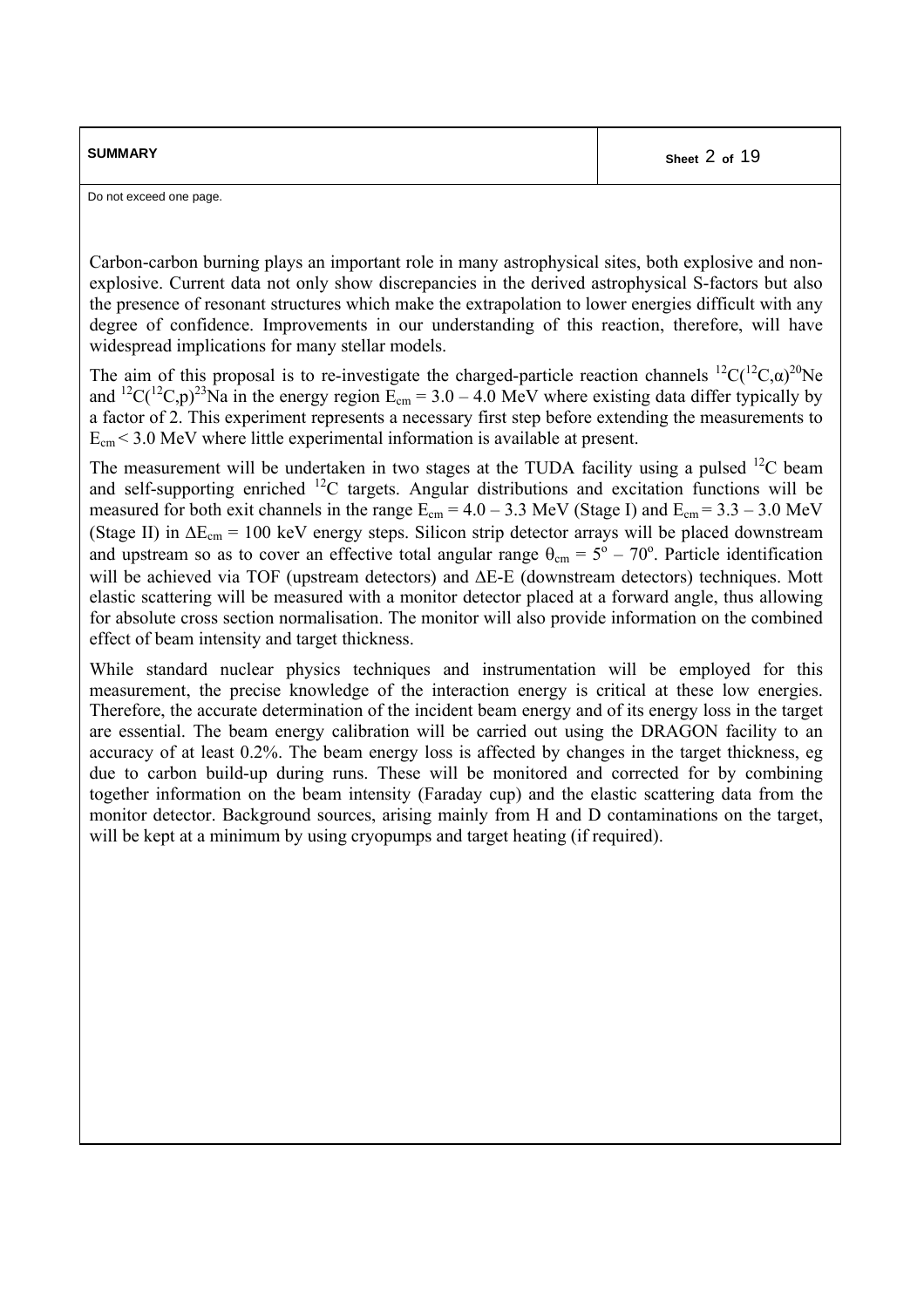## SUMMARY

Do not exceed one page.

Carbon-carbon burning plays an important role in many astrophysical sites, both explosive and non-explosive. Current data not only show discrepancies in the derived astrophysical S-factors but also the presence of resonant structures which make the extrapolation to lower energies difficult with any degree of confidence. Improvements in our understanding of this reaction, therefore, will have widespread implications for many stellar models.

The aim of this proposal is to re-investigate the charged-particle reaction channels $^{12}C(^{12}C,\alpha)^{20}Ne$ and $^{12}C(^{12}C,p)^{23}Na$ in the energy region $E_{cm} = 3.0 - 4.0$ MeV where existing data differ typically by a factor of 2. This experiment represents a necessary first step before extending the measurements to $E_{cm} < 3.0$ MeV where little experimental information is available at present.

The measurement will be undertaken in two stages at the TUDA facility using a pulsed $^{12}C$ beam and self-supporting enriched $^{12}C$ targets. Angular distributions and excitation functions will be measured for both exit channels in the range $E_{cm} = 4.0 - 3.3$ MeV (Stage I) and $E_{cm} = 3.3 - 3.0$ MeV (Stage II) in $\Delta E_{cm} = 100$ keV energy steps. Silicon strip detector arrays will be placed downstream and upstream so as to cover an effective total angular range $\theta_{cm} = 5^{o} - 70^{o}$. Particle identification will be achieved via TOF (upstream detectors) and $\Delta$E-E (downstream detectors) techniques. Mott elastic scattering will be measured with a monitor detector placed at a forward angle, thus allowing for absolute cross section normalisation. The monitor will also provide information on the combined effect of beam intensity and target thickness.

While standard nuclear physics techniques and instrumentation will be employed for this measurement, the precise knowledge of the interaction energy is critical at these low energies. Therefore, the accurate determination of the incident beam energy and of its energy loss in the target are essential. The beam energy calibration will be carried out using the DRAGON facility to an accuracy of at least 0.2%. The beam energy loss is affected by changes in the target thickness, eg due to carbon build-up during runs. These will be monitored and corrected for by combining together information on the beam intensity (Faraday cup) and the elastic scattering data from the monitor detector. Background sources, arising mainly from H and D contaminations on the target, will be kept at a minimum by using cryopumps and target heating (if required).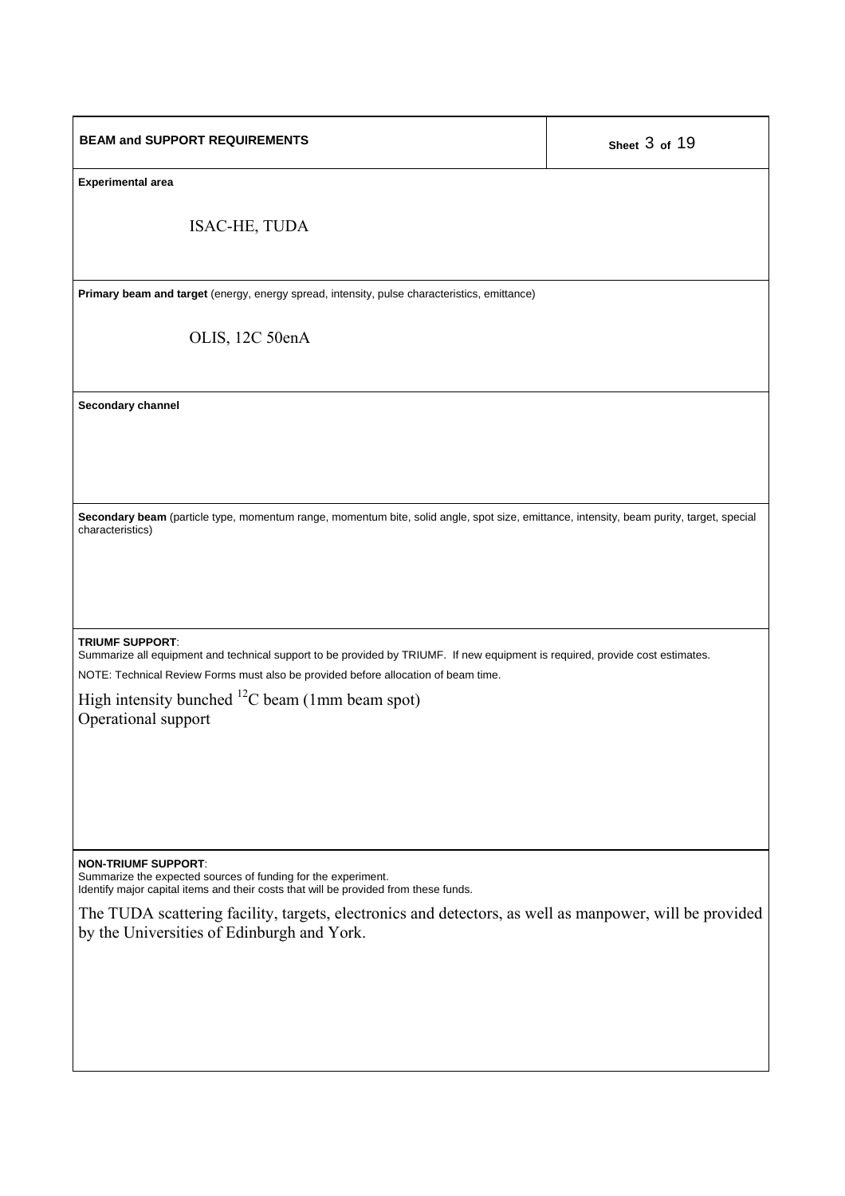## BEAM and SUPPORT REQUIREMENTS

**Experimental area**

ISAC-HE, TUDA

**Primary beam and target** (energy, energy spread, intensity, pulse characteristics, emittance)

OLIS, 12C 50enA

**Secondary channel**

**Secondary beam** (particle type, momentum range, momentum bite, solid angle, spot size, emittance, intensity, beam purity, target, special characteristics)

**TRIUMF SUPPORT**:
Summarize all equipment and technical support to be provided by TRIUMF. If new equipment is required, provide cost estimates.

NOTE: Technical Review Forms must also be provided before allocation of beam time.

High intensity bunched $^{12}C$ beam (1mm beam spot)
Operational support

**NON-TRIUMF SUPPORT**:
Summarize the expected sources of funding for the experiment.
Identify major capital items and their costs that will be provided from these funds.

The TUDA scattering facility, targets, electronics and detectors, as well as manpower, will be provided by the Universities of Edinburgh and York.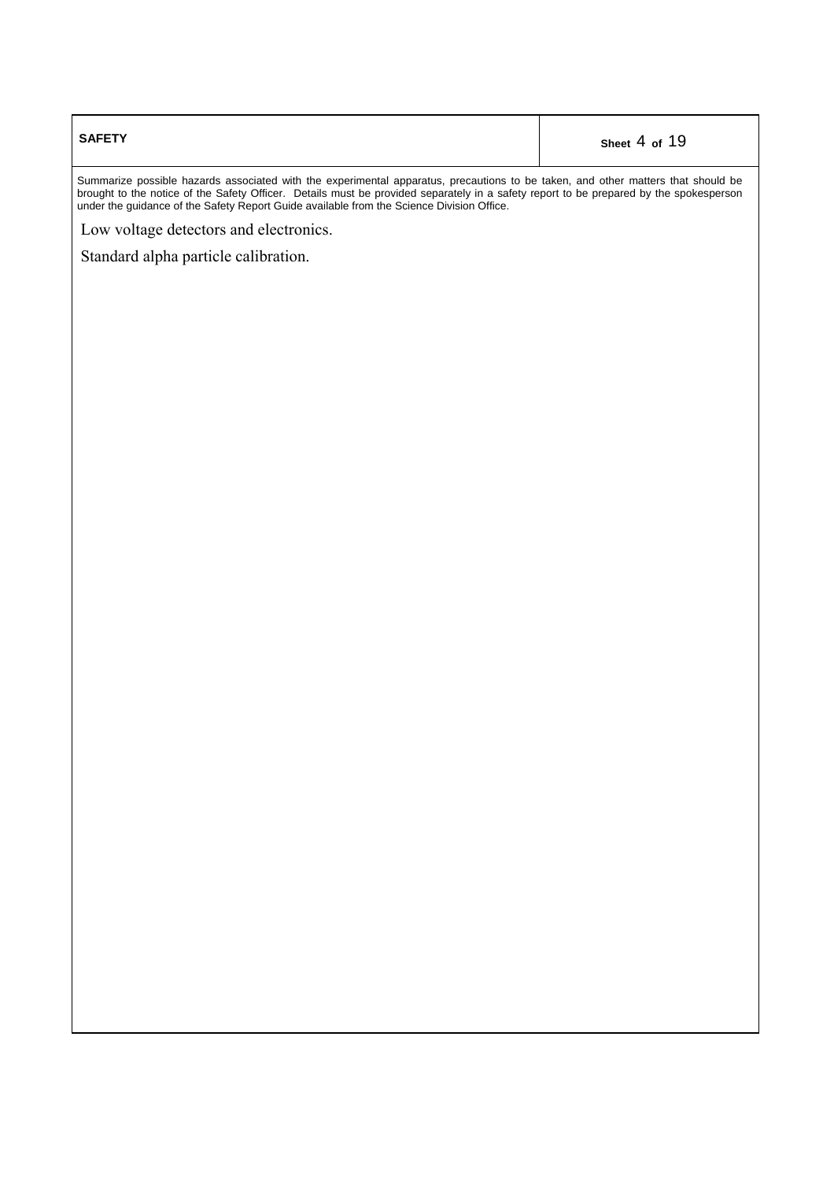## SAFETY

Summarize possible hazards associated with the experimental apparatus, precautions to be taken, and other matters that should be brought to the notice of the Safety Officer. Details must be provided separately in a safety report to be prepared by the spokesperson under the guidance of the Safety Report Guide available from the Science Division Office.

Low voltage detectors and electronics.

Standard alpha particle calibration.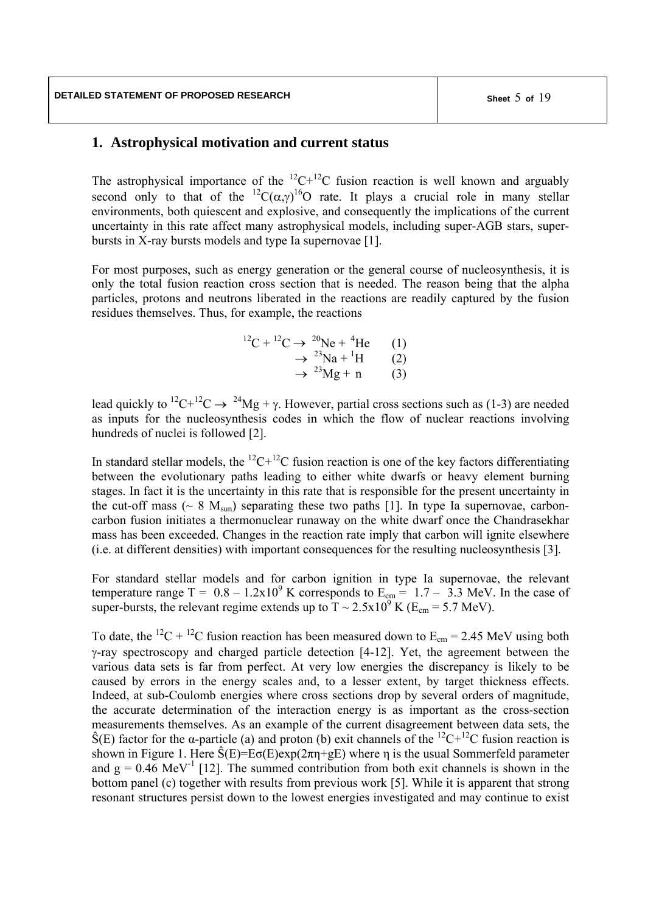## 1. Astrophysical motivation and current status

The astrophysical importance of the $^{12}C+^{12}C$ fusion reaction is well known and arguably second only to that of the $^{12}C(\alpha,\gamma)^{16}O$ rate. It plays a crucial role in many stellar environments, both quiescent and explosive, and consequently the implications of the current uncertainty in this rate affect many astrophysical models, including super-AGB stars, super-bursts in X-ray bursts models and type Ia supernovae [1].

For most purposes, such as energy generation or the general course of nucleosynthesis, it is only the total fusion reaction cross section that is needed. The reason being that the alpha particles, protons and neutrons liberated in the reactions are readily captured by the fusion residues themselves. Thus, for example, the reactions

$$
\begin{aligned}
^{12}C + ^{12}C &\rightarrow \ ^{20}Ne + ^{4}He \qquad (1)\\
&\rightarrow \ ^{23}Na + ^{1}H \qquad (2)\\
&\rightarrow \ ^{23}Mg + n \qquad (3)
\end{aligned}
$$

lead quickly to $^{12}C+^{12}C \rightarrow \ ^{24}Mg + \gamma$. However, partial cross sections such as (1-3) are needed as inputs for the nucleosynthesis codes in which the flow of nuclear reactions involving hundreds of nuclei is followed [2].

In standard stellar models, the $^{12}C+^{12}C$ fusion reaction is one of the key factors differentiating between the evolutionary paths leading to either white dwarfs or heavy element burning stages. In fact it is the uncertainty in this rate that is responsible for the present uncertainty in the cut-off mass ($\sim 8\ M_{sun}$) separating these two paths [1]. In type Ia supernovae, carbon-carbon fusion initiates a thermonuclear runaway on the white dwarf once the Chandrasekhar mass has been exceeded. Changes in the reaction rate imply that carbon will ignite elsewhere (i.e. at different densities) with important consequences for the resulting nucleosynthesis [3].

For standard stellar models and for carbon ignition in type Ia supernovae, the relevant temperature range $T = 0.8 - 1.2\times10^{9}$ K corresponds to $E_{cm} = 1.7 - 3.3$ MeV. In the case of super-bursts, the relevant regime extends up to $T \sim 2.5\times10^{9}$ K ($E_{cm} = 5.7$ MeV).

To date, the $^{12}C + ^{12}C$ fusion reaction has been measured down to $E_{cm} = 2.45$ MeV using both $\gamma$-ray spectroscopy and charged particle detection [4-12]. Yet, the agreement between the various data sets is far from perfect. At very low energies the discrepancy is likely to be caused by errors in the energy scales and, to a lesser extent, by target thickness effects. Indeed, at sub-Coulomb energies where cross sections drop by several orders of magnitude, the accurate determination of the interaction energy is as important as the cross-section measurements themselves. As an example of the current disagreement between data sets, the $\hat{S}(E)$ factor for the $\alpha$-particle (a) and proton (b) exit channels of the $^{12}C+^{12}C$ fusion reaction is shown in Figure 1. Here $\hat{S}(E)=E\sigma(E)\exp(2\pi\eta+gE)$ where $\eta$ is the usual Sommerfeld parameter and $g = 0.46$ MeV$^{-1}$ [12]. The summed contribution from both exit channels is shown in the bottom panel (c) together with results from previous work [5]. While it is apparent that strong resonant structures persist down to the lowest energies investigated and may continue to exist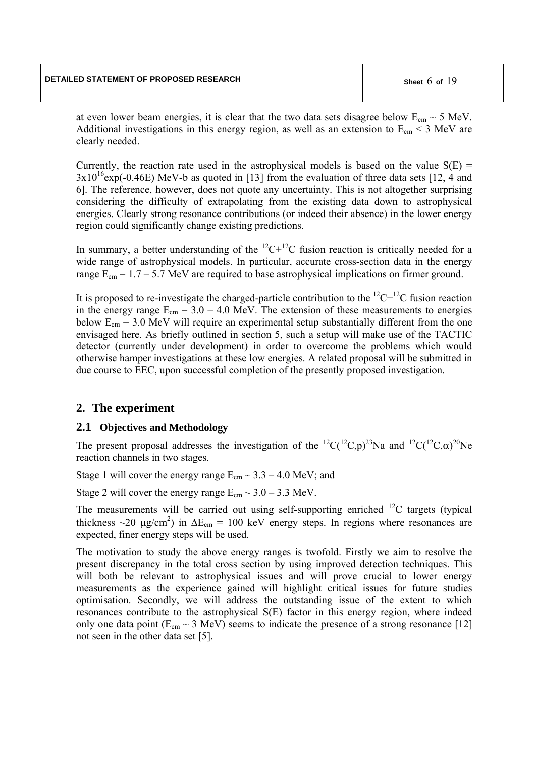at even lower beam energies, it is clear that the two data sets disagree below $E_{cm} \sim 5$ MeV. Additional investigations in this energy region, as well as an extension to $E_{cm} < 3$ MeV are clearly needed.

Currently, the reaction rate used in the astrophysical models is based on the value $S(E) = 3\times10^{16}\exp(-0.46E)$ MeV-b as quoted in [13] from the evaluation of three data sets [12, 4 and 6]. The reference, however, does not quote any uncertainty. This is not altogether surprising considering the difficulty of extrapolating from the existing data down to astrophysical energies. Clearly strong resonance contributions (or indeed their absence) in the lower energy region could significantly change existing predictions.

In summary, a better understanding of the $^{12}C+^{12}C$ fusion reaction is critically needed for a wide range of astrophysical models. In particular, accurate cross-section data in the energy range $E_{cm} = 1.7 - 5.7$ MeV are required to base astrophysical implications on firmer ground.

It is proposed to re-investigate the charged-particle contribution to the $^{12}C+^{12}C$ fusion reaction in the energy range $E_{cm} = 3.0 - 4.0$ MeV. The extension of these measurements to energies below $E_{cm} = 3.0$ MeV will require an experimental setup substantially different from the one envisaged here. As briefly outlined in section 5, such a setup will make use of the TACTIC detector (currently under development) in order to overcome the problems which would otherwise hamper investigations at these low energies. A related proposal will be submitted in due course to EEC, upon successful completion of the presently proposed investigation.

## 2. The experiment

### 2.1 Objectives and Methodology

The present proposal addresses the investigation of the $^{12}C(^{12}C,p)^{23}Na$ and $^{12}C(^{12}C,\alpha)^{20}Ne$ reaction channels in two stages.

Stage 1 will cover the energy range $E_{cm} \sim 3.3 - 4.0$ MeV; and

Stage 2 will cover the energy range $E_{cm} \sim 3.0 - 3.3$ MeV.

The measurements will be carried out using self-supporting enriched $^{12}C$ targets (typical thickness $\sim$20 $\mu g/cm^2$) in $\Delta E_{cm} = 100$ keV energy steps. In regions where resonances are expected, finer energy steps will be used.

The motivation to study the above energy ranges is twofold. Firstly we aim to resolve the present discrepancy in the total cross section by using improved detection techniques. This will both be relevant to astrophysical issues and will prove crucial to lower energy measurements as the experience gained will highlight critical issues for future studies optimisation. Secondly, we will address the outstanding issue of the extent to which resonances contribute to the astrophysical S(E) factor in this energy region, where indeed only one data point ($E_{cm} \sim 3$ MeV) seems to indicate the presence of a strong resonance [12] not seen in the other data set [5].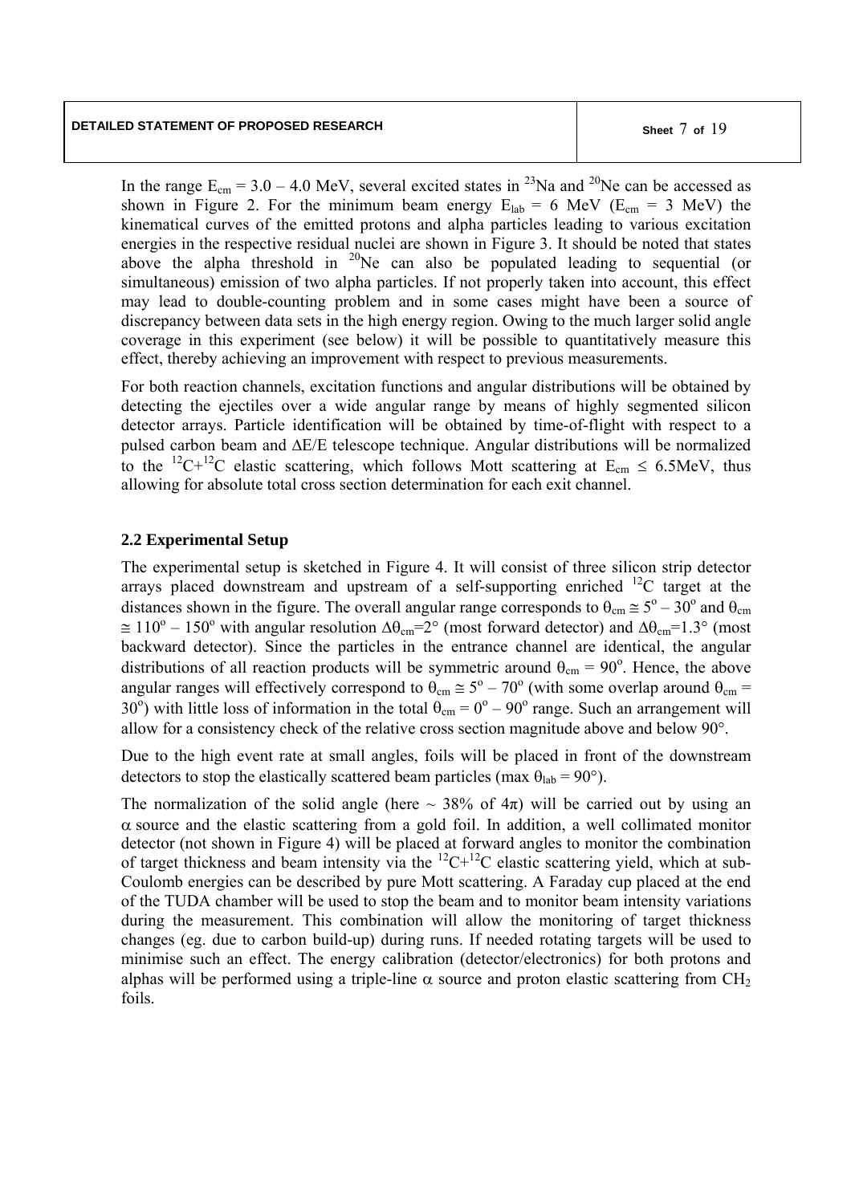In the range $E_{cm} = 3.0 – 4.0$ MeV, several excited states in $^{23}Na$ and $^{20}Ne$ can be accessed as shown in Figure 2. For the minimum beam energy $E_{lab} = 6$ MeV ($E_{cm} = 3$ MeV) the kinematical curves of the emitted protons and alpha particles leading to various excitation energies in the respective residual nuclei are shown in Figure 3. It should be noted that states above the alpha threshold in $^{20}Ne$ can also be populated leading to sequential (or simultaneous) emission of two alpha particles. If not properly taken into account, this effect may lead to double-counting problem and in some cases might have been a source of discrepancy between data sets in the high energy region. Owing to the much larger solid angle coverage in this experiment (see below) it will be possible to quantitatively measure this effect, thereby achieving an improvement with respect to previous measurements.

For both reaction channels, excitation functions and angular distributions will be obtained by detecting the ejectiles over a wide angular range by means of highly segmented silicon detector arrays. Particle identification will be obtained by time-of-flight with respect to a pulsed carbon beam and $\Delta E/E$ telescope technique. Angular distributions will be normalized to the $^{12}C+^{12}C$ elastic scattering, which follows Mott scattering at $E_{cm} \leq 6.5$MeV, thus allowing for absolute total cross section determination for each exit channel.

### 2.2 Experimental Setup

The experimental setup is sketched in Figure 4. It will consist of three silicon strip detector arrays placed downstream and upstream of a self-supporting enriched $^{12}C$ target at the distances shown in the figure. The overall angular range corresponds to $\theta_{cm} \cong 5^o – 30^o$ and $\theta_{cm} \cong 110^o – 150^o$ with angular resolution $\Delta\theta_{cm}=2°$ (most forward detector) and $\Delta\theta_{cm}=1.3°$ (most backward detector). Since the particles in the entrance channel are identical, the angular distributions of all reaction products will be symmetric around $\theta_{cm} = 90^o$. Hence, the above angular ranges will effectively correspond to $\theta_{cm} \cong 5^o – 70^o$ (with some overlap around $\theta_{cm} = 30^o$) with little loss of information in the total $\theta_{cm} = 0^o – 90^o$ range. Such an arrangement will allow for a consistency check of the relative cross section magnitude above and below 90°.

Due to the high event rate at small angles, foils will be placed in front of the downstream detectors to stop the elastically scattered beam particles (max $\theta_{lab} = 90°$).

The normalization of the solid angle (here ~ 38% of $4\pi$) will be carried out by using an $\alpha$ source and the elastic scattering from a gold foil. In addition, a well collimated monitor detector (not shown in Figure 4) will be placed at forward angles to monitor the combination of target thickness and beam intensity via the $^{12}C+^{12}C$ elastic scattering yield, which at sub-Coulomb energies can be described by pure Mott scattering. A Faraday cup placed at the end of the TUDA chamber will be used to stop the beam and to monitor beam intensity variations during the measurement. This combination will allow the monitoring of target thickness changes (eg. due to carbon build-up) during runs. If needed rotating targets will be used to minimise such an effect. The energy calibration (detector/electronics) for both protons and alphas will be performed using a triple-line $\alpha$ source and proton elastic scattering from $CH_2$ foils.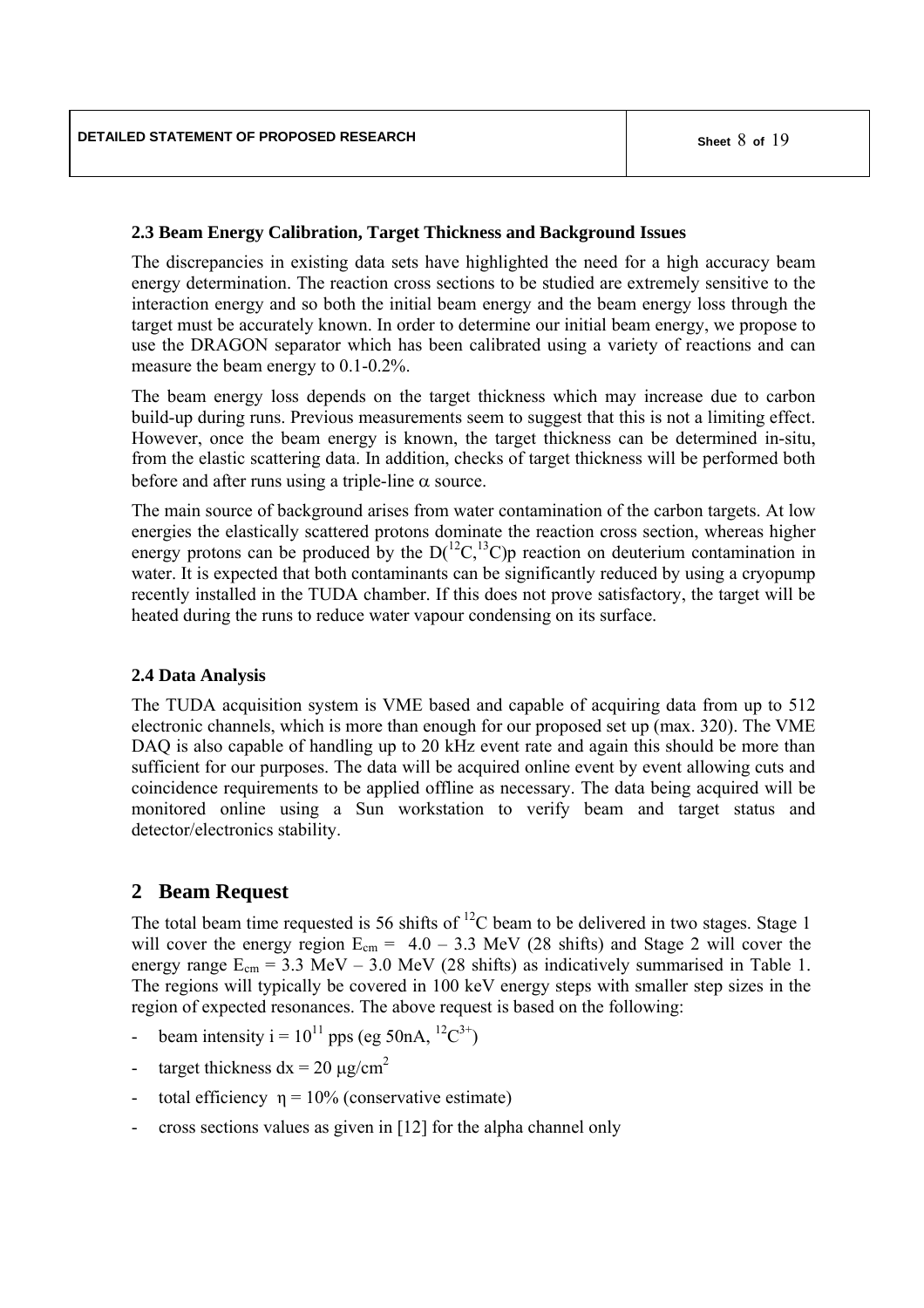### 2.3 Beam Energy Calibration, Target Thickness and Background Issues

The discrepancies in existing data sets have highlighted the need for a high accuracy beam energy determination. The reaction cross sections to be studied are extremely sensitive to the interaction energy and so both the initial beam energy and the beam energy loss through the target must be accurately known. In order to determine our initial beam energy, we propose to use the DRAGON separator which has been calibrated using a variety of reactions and can measure the beam energy to 0.1-0.2%.

The beam energy loss depends on the target thickness which may increase due to carbon build-up during runs. Previous measurements seem to suggest that this is not a limiting effect. However, once the beam energy is known, the target thickness can be determined in-situ, from the elastic scattering data. In addition, checks of target thickness will be performed both before and after runs using a triple-line $\alpha$ source.

The main source of background arises from water contamination of the carbon targets. At low energies the elastically scattered protons dominate the reaction cross section, whereas higher energy protons can be produced by the $D(^{12}C,^{13}C)p$ reaction on deuterium contamination in water. It is expected that both contaminants can be significantly reduced by using a cryopump recently installed in the TUDA chamber. If this does not prove satisfactory, the target will be heated during the runs to reduce water vapour condensing on its surface.

### 2.4 Data Analysis

The TUDA acquisition system is VME based and capable of acquiring data from up to 512 electronic channels, which is more than enough for our proposed set up (max. 320). The VME DAQ is also capable of handling up to 20 kHz event rate and again this should be more than sufficient for our purposes. The data will be acquired online event by event allowing cuts and coincidence requirements to be applied offline as necessary. The data being acquired will be monitored online using a Sun workstation to verify beam and target status and detector/electronics stability.

## 2 Beam Request

The total beam time requested is 56 shifts of $^{12}C$ beam to be delivered in two stages. Stage 1 will cover the energy region $E_{cm}$ = 4.0 – 3.3 MeV (28 shifts) and Stage 2 will cover the energy range $E_{cm}$ = 3.3 MeV – 3.0 MeV (28 shifts) as indicatively summarised in Table 1. The regions will typically be covered in 100 keV energy steps with smaller step sizes in the region of expected resonances. The above request is based on the following:

- beam intensity $i = 10^{11}$ pps (eg 50nA, $^{12}C^{3+}$)
- target thickness $dx = 20\ \mu g/cm^2$
- total efficiency $\eta = 10\%$ (conservative estimate)
- cross sections values as given in [12] for the alpha channel only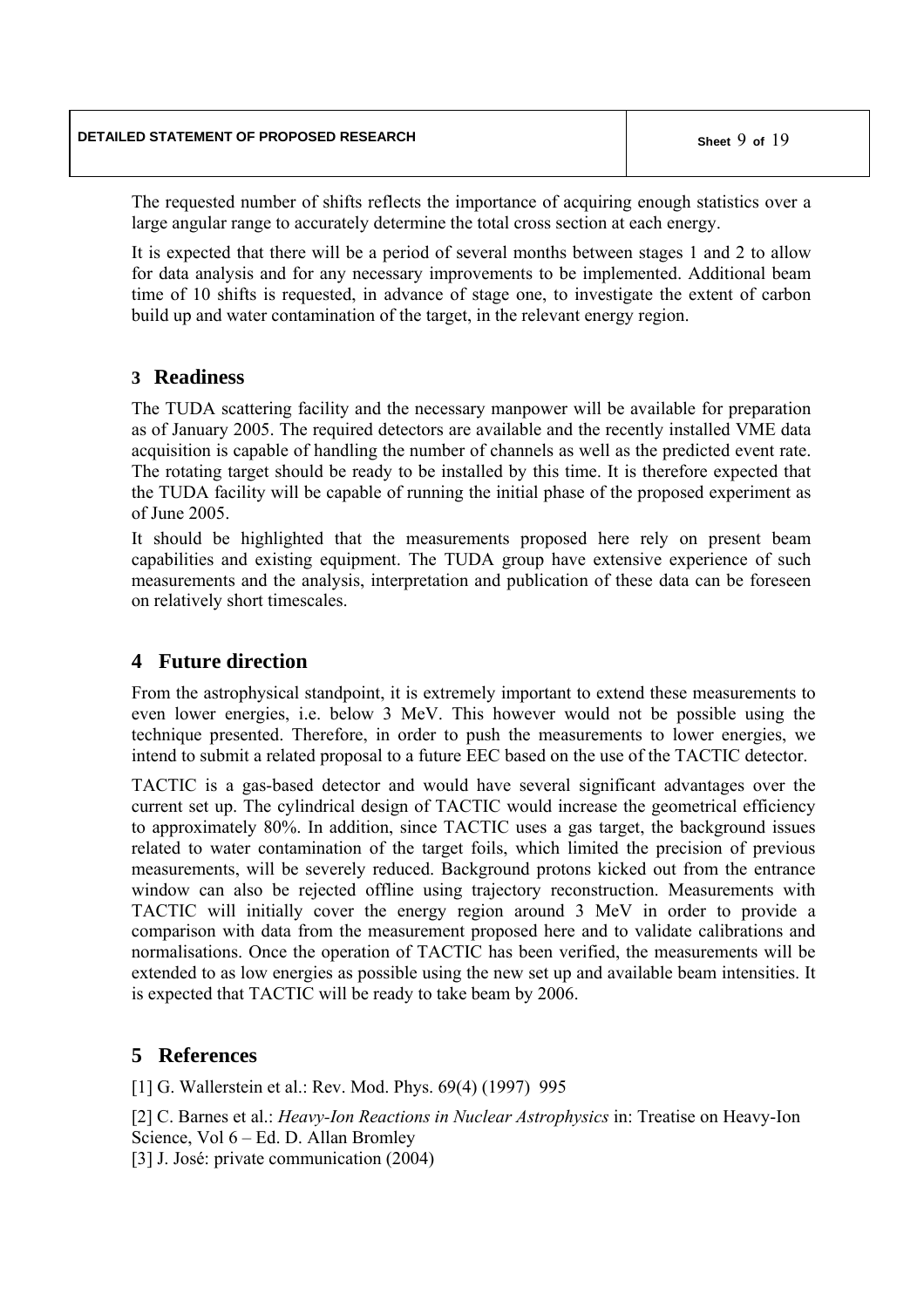The requested number of shifts reflects the importance of acquiring enough statistics over a large angular range to accurately determine the total cross section at each energy.

It is expected that there will be a period of several months between stages 1 and 2 to allow for data analysis and for any necessary improvements to be implemented. Additional beam time of 10 shifts is requested, in advance of stage one, to investigate the extent of carbon build up and water contamination of the target, in the relevant energy region.

## 3 Readiness

The TUDA scattering facility and the necessary manpower will be available for preparation as of January 2005. The required detectors are available and the recently installed VME data acquisition is capable of handling the number of channels as well as the predicted event rate. The rotating target should be ready to be installed by this time. It is therefore expected that the TUDA facility will be capable of running the initial phase of the proposed experiment as of June 2005.

It should be highlighted that the measurements proposed here rely on present beam capabilities and existing equipment. The TUDA group have extensive experience of such measurements and the analysis, interpretation and publication of these data can be foreseen on relatively short timescales.

## 4 Future direction

From the astrophysical standpoint, it is extremely important to extend these measurements to even lower energies, i.e. below 3 MeV. This however would not be possible using the technique presented. Therefore, in order to push the measurements to lower energies, we intend to submit a related proposal to a future EEC based on the use of the TACTIC detector.

TACTIC is a gas-based detector and would have several significant advantages over the current set up. The cylindrical design of TACTIC would increase the geometrical efficiency to approximately 80%. In addition, since TACTIC uses a gas target, the background issues related to water contamination of the target foils, which limited the precision of previous measurements, will be severely reduced. Background protons kicked out from the entrance window can also be rejected offline using trajectory reconstruction. Measurements with TACTIC will initially cover the energy region around 3 MeV in order to provide a comparison with data from the measurement proposed here and to validate calibrations and normalisations. Once the operation of TACTIC has been verified, the measurements will be extended to as low energies as possible using the new set up and available beam intensities. It is expected that TACTIC will be ready to take beam by 2006.

## 5 References

[1] G. Wallerstein et al.: Rev. Mod. Phys. 69(4) (1997) 995

[2] C. Barnes et al.: *Heavy-Ion Reactions in Nuclear Astrophysics* in: Treatise on Heavy-Ion Science, Vol 6 – Ed. D. Allan Bromley

[3] J. José: private communication (2004)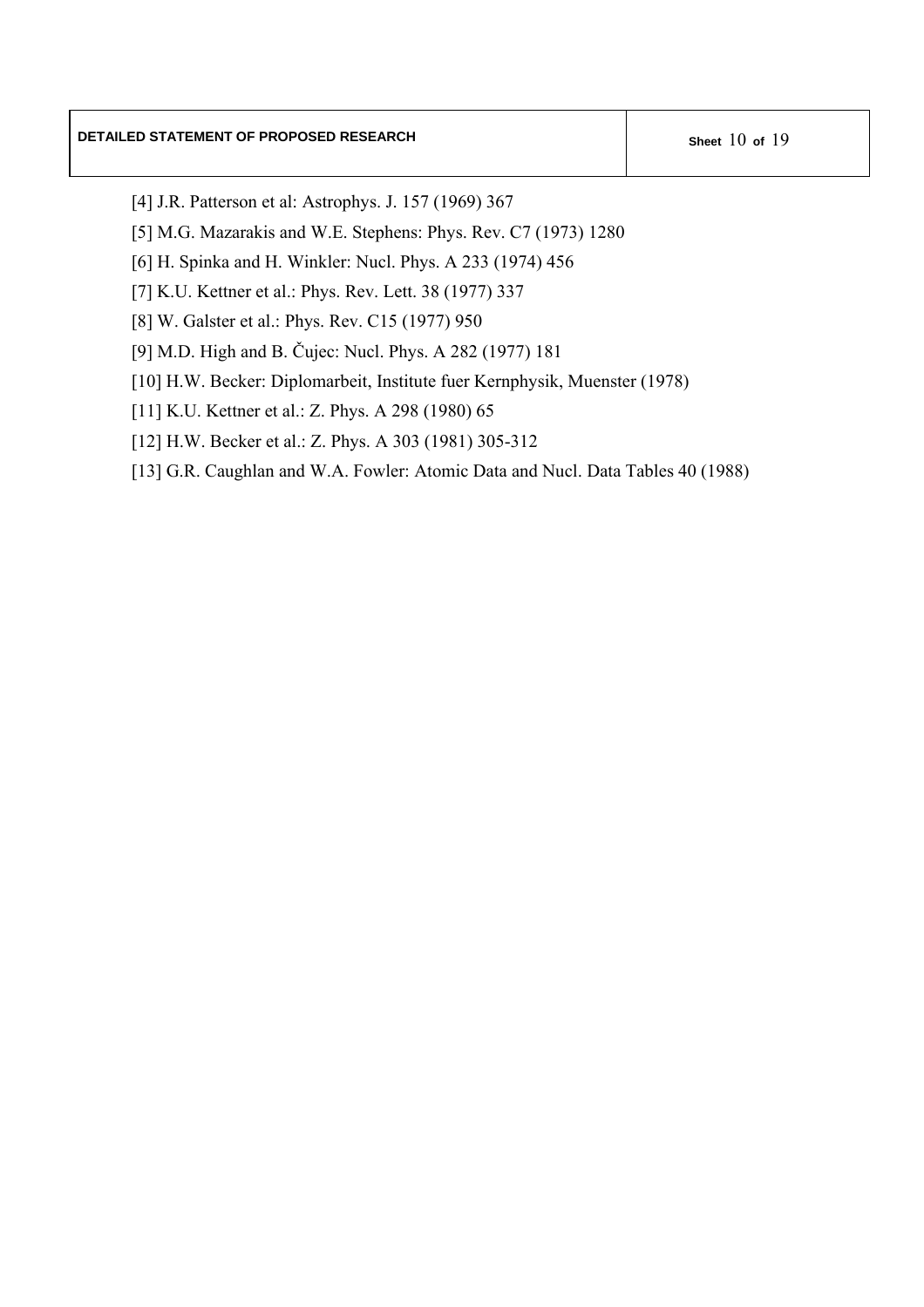[4] J.R. Patterson et al: Astrophys. J. 157 (1969) 367

[5] M.G. Mazarakis and W.E. Stephens: Phys. Rev. C7 (1973) 1280

[6] H. Spinka and H. Winkler: Nucl. Phys. A 233 (1974) 456

[7] K.U. Kettner et al.: Phys. Rev. Lett. 38 (1977) 337

[8] W. Galster et al.: Phys. Rev. C15 (1977) 950

[9] M.D. High and B. Čujec: Nucl. Phys. A 282 (1977) 181

[10] H.W. Becker: Diplomarbeit, Institute fuer Kernphysik, Muenster (1978)

[11] K.U. Kettner et al.: Z. Phys. A 298 (1980) 65

[12] H.W. Becker et al.: Z. Phys. A 303 (1981) 305-312

[13] G.R. Caughlan and W.A. Fowler: Atomic Data and Nucl. Data Tables 40 (1988)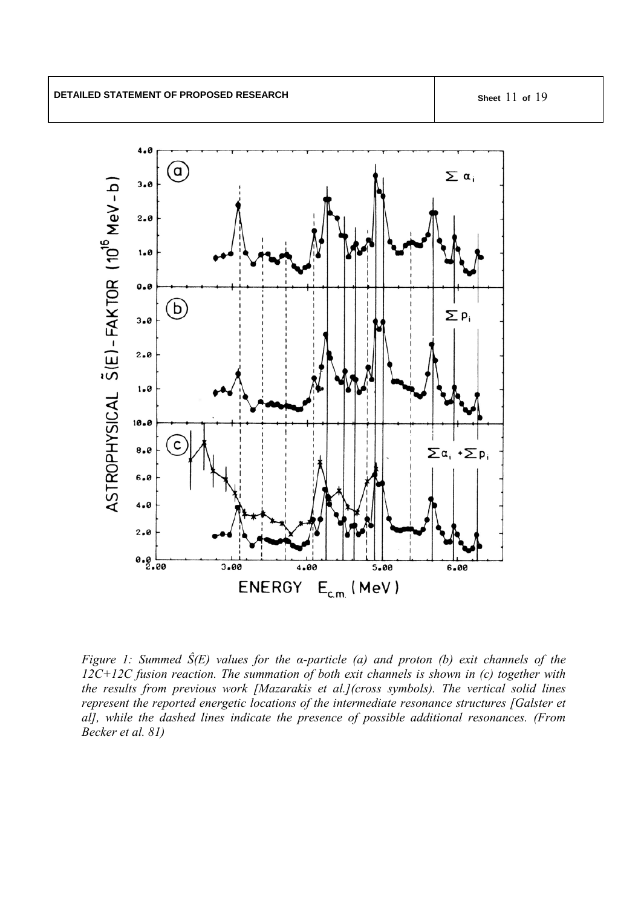**DETAILED STATEMENT OF PROPOSED RESEARCH**

*Figure 1: Summed $\hat{S}(E)$ values for the α-particle (a) and proton (b) exit channels of the 12C+12C fusion reaction. The summation of both exit channels is shown in (c) together with the results from previous work [Mazarakis et al.](cross symbols). The vertical solid lines represent the reported energetic locations of the intermediate resonance structures [Galster et al], while the dashed lines indicate the presence of possible additional resonances. (From Becker et al. 81)*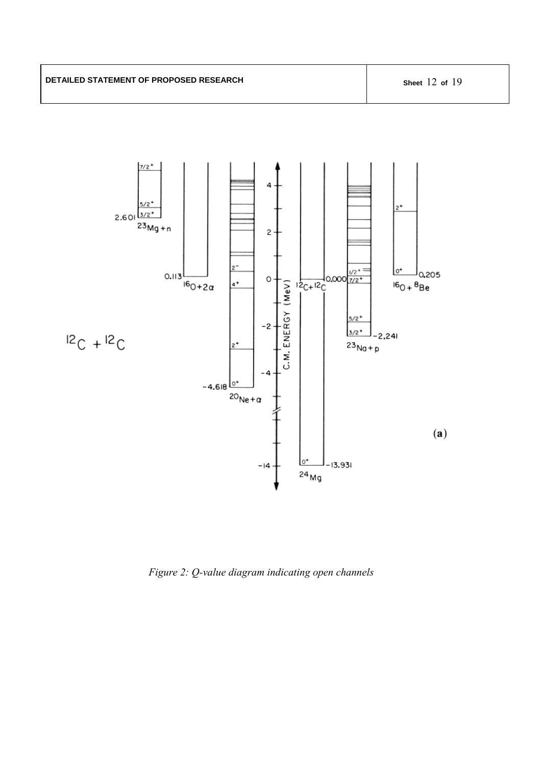Figure 2: Q-value diagram indicating open channels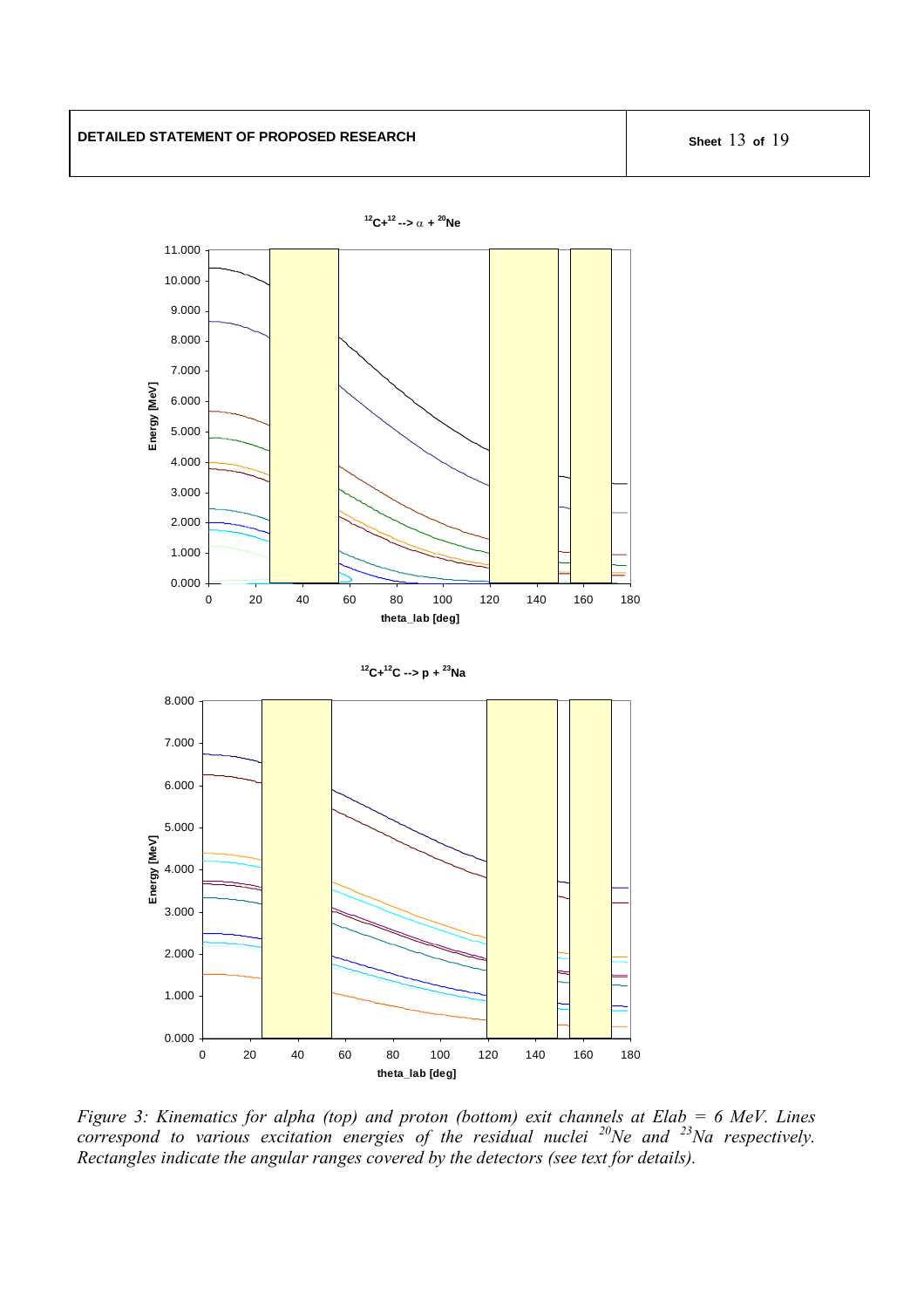**DETAILED STATEMENT OF PROPOSED RESEARCH**

*Figure 3: Kinematics for alpha (top) and proton (bottom) exit channels at Elab = 6 MeV. Lines correspond to various excitation energies of the residual nuclei $^{20}$Ne and $^{23}$Na respectively. Rectangles indicate the angular ranges covered by the detectors (see text for details).*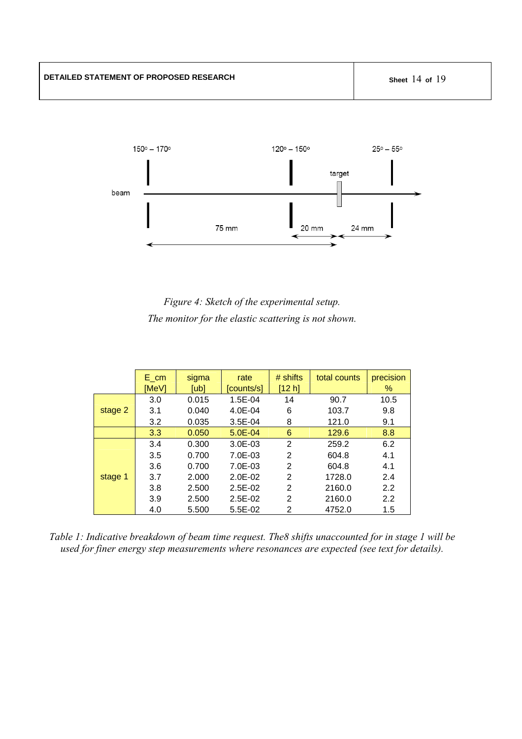Figure 4: Sketch of the experimental setup.
The monitor for the elastic scattering is not shown.

| | E_cm [MeV] | sigma [ub] | rate [counts/s] | # shifts [12 h] | total counts | precision % |
|---|---|---|---|---|---|---|
| stage 2 | 3.0 | 0.015 | 1.5E-04 | 14 | 90.7 | 10.5 |
| | 3.1 | 0.040 | 4.0E-04 | 6 | 103.7 | 9.8 |
| | 3.2 | 0.035 | 3.5E-04 | 8 | 121.0 | 9.1 |
| | 3.3 | 0.050 | 5.0E-04 | 6 | 129.6 | 8.8 |
| stage 1 | 3.4 | 0.300 | 3.0E-03 | 2 | 259.2 | 6.2 |
| | 3.5 | 0.700 | 7.0E-03 | 2 | 604.8 | 4.1 |
| | 3.6 | 0.700 | 7.0E-03 | 2 | 604.8 | 4.1 |
| | 3.7 | 2.000 | 2.0E-02 | 2 | 1728.0 | 2.4 |
| | 3.8 | 2.500 | 2.5E-02 | 2 | 2160.0 | 2.2 |
| | 3.9 | 2.500 | 2.5E-02 | 2 | 2160.0 | 2.2 |
| | 4.0 | 5.500 | 5.5E-02 | 2 | 4752.0 | 1.5 |

*Table 1: Indicative breakdown of beam time request. The8 shifts unaccounted for in stage 1 will be used for finer energy step measurements where resonances are expected (see text for details).*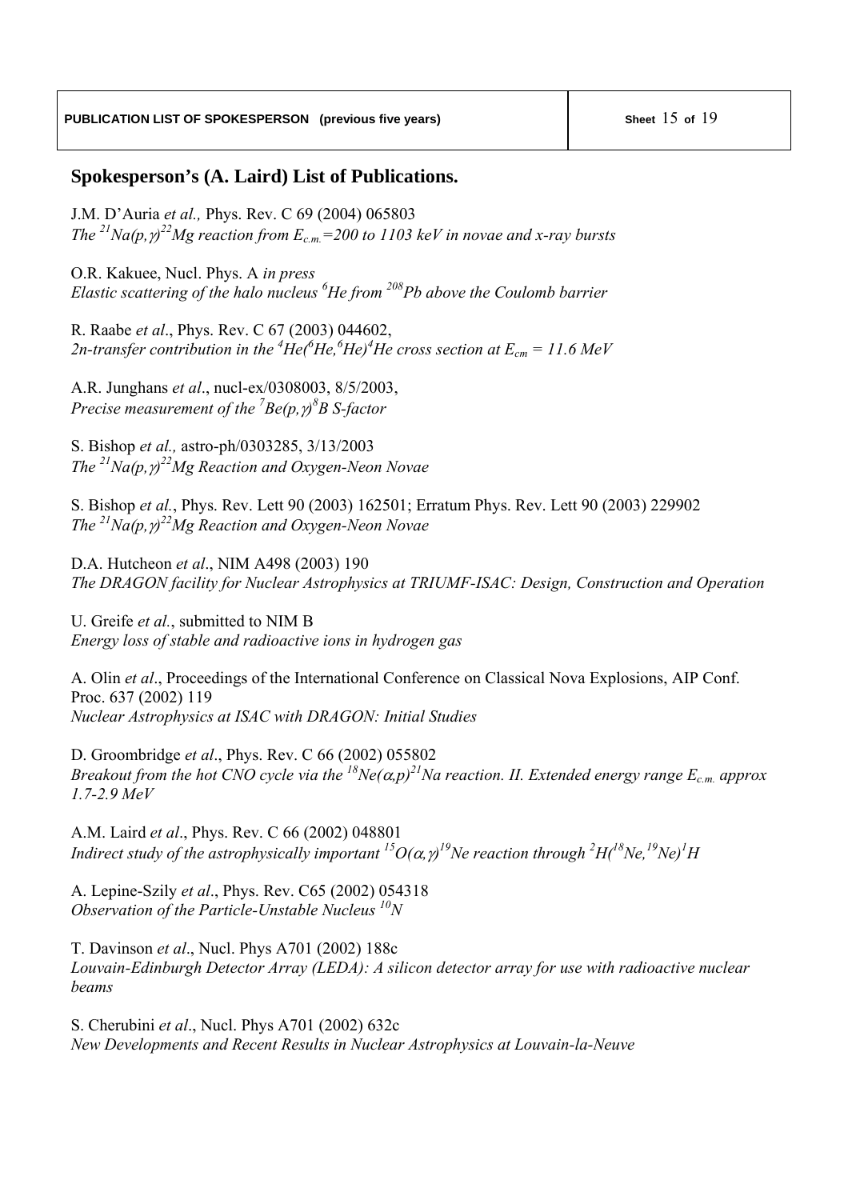## Spokesperson's (A. Laird) List of Publications.

J.M. D'Auria *et al.,* Phys. Rev. C 69 (2004) 065803
*The $^{21}Na(p,\gamma)^{22}Mg$ reaction from $E_{c.m.}$=200 to 1103 keV in novae and x-ray bursts*

O.R. Kakuee, Nucl. Phys. A *in press*
*Elastic scattering of the halo nucleus $^{6}He$ from $^{208}Pb$ above the Coulomb barrier*

R. Raabe *et al*., Phys. Rev. C 67 (2003) 044602,
*2n-transfer contribution in the $^{4}He(^{6}He,^{6}He)^{4}He$ cross section at $E_{cm}$ = 11.6 MeV*

A.R. Junghans *et al*., nucl-ex/0308003, 8/5/2003,
*Precise measurement of the $^{7}Be(p,\gamma)^{8}B$ S-factor*

S. Bishop *et al.,* astro-ph/0303285, 3/13/2003
*The $^{21}Na(p,\gamma)^{22}Mg$ Reaction and Oxygen-Neon Novae*

S. Bishop *et al.*, Phys. Rev. Lett 90 (2003) 162501; Erratum Phys. Rev. Lett 90 (2003) 229902
*The $^{21}Na(p,\gamma)^{22}Mg$ Reaction and Oxygen-Neon Novae*

D.A. Hutcheon *et al*., NIM A498 (2003) 190
*The DRAGON facility for Nuclear Astrophysics at TRIUMF-ISAC: Design, Construction and Operation*

U. Greife *et al.*, submitted to NIM B
*Energy loss of stable and radioactive ions in hydrogen gas*

A. Olin *et al*., Proceedings of the International Conference on Classical Nova Explosions, AIP Conf. Proc. 637 (2002) 119
*Nuclear Astrophysics at ISAC with DRAGON: Initial Studies*

D. Groombridge *et al*., Phys. Rev. C 66 (2002) 055802
*Breakout from the hot CNO cycle via the $^{18}Ne(\alpha,p)^{21}Na$ reaction. II. Extended energy range $E_{c.m.}$ approx 1.7-2.9 MeV*

A.M. Laird *et al*., Phys. Rev. C 66 (2002) 048801
*Indirect study of the astrophysically important $^{15}O(\alpha,\gamma)^{19}Ne$ reaction through $^{2}H(^{18}Ne,^{19}Ne)^{1}H$*

A. Lepine-Szily *et al*., Phys. Rev. C65 (2002) 054318
*Observation of the Particle-Unstable Nucleus $^{10}N$*

T. Davinson *et al*., Nucl. Phys A701 (2002) 188c
*Louvain-Edinburgh Detector Array (LEDA): A silicon detector array for use with radioactive nuclear beams*

S. Cherubini *et al*., Nucl. Phys A701 (2002) 632c
*New Developments and Recent Results in Nuclear Astrophysics at Louvain-la-Neuve*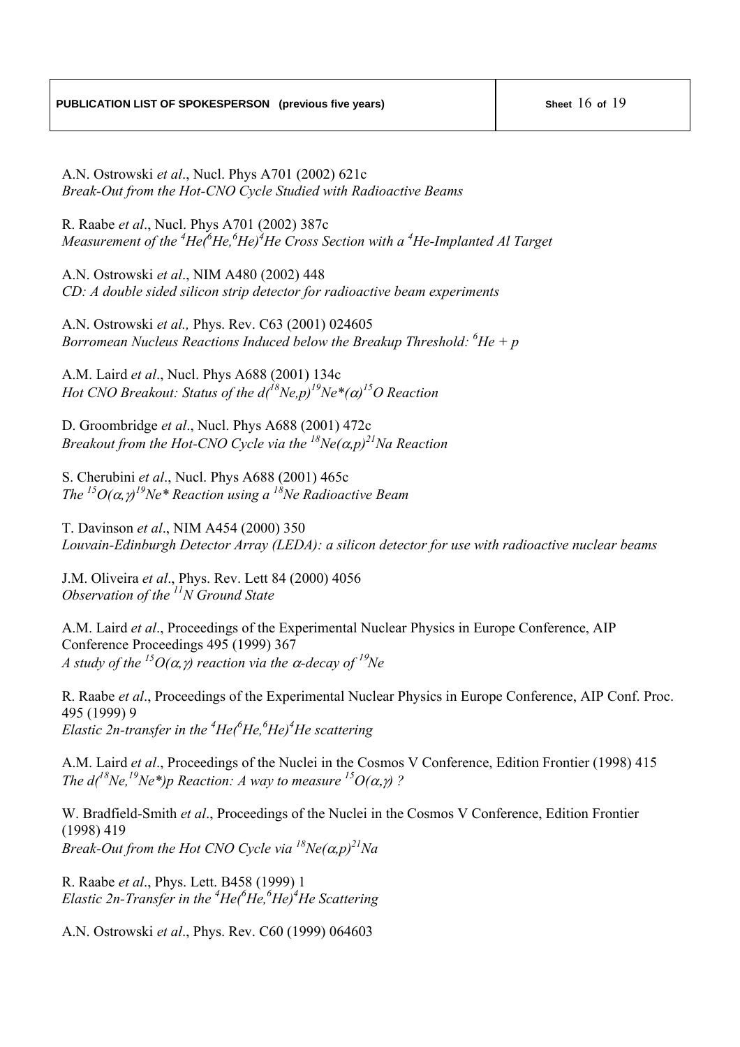**PUBLICATION LIST OF SPOKESPERSON (previous five years)**

A.N. Ostrowski *et al*., Nucl. Phys A701 (2002) 621c
*Break-Out from the Hot-CNO Cycle Studied with Radioactive Beams*

R. Raabe *et al*., Nucl. Phys A701 (2002) 387c
*Measurement of the $^{4}He(^{6}He,^{6}He)^{4}He$ Cross Section with a $^{4}He$-Implanted Al Target*

A.N. Ostrowski *et al*., NIM A480 (2002) 448
*CD: A double sided silicon strip detector for radioactive beam experiments*

A.N. Ostrowski *et al.,* Phys. Rev. C63 (2001) 024605
*Borromean Nucleus Reactions Induced below the Breakup Threshold: $^{6}He + p$*

A.M. Laird *et al*., Nucl. Phys A688 (2001) 134c
*Hot CNO Breakout: Status of the $d(^{18}Ne,p)^{19}Ne^{*}(\alpha)^{15}O$ Reaction*

D. Groombridge *et al*., Nucl. Phys A688 (2001) 472c
*Breakout from the Hot-CNO Cycle via the $^{18}Ne(\alpha,p)^{21}Na$ Reaction*

S. Cherubini *et al*., Nucl. Phys A688 (2001) 465c
*The $^{15}O(\alpha,\gamma)^{19}Ne^{*}$ Reaction using a $^{18}Ne$ Radioactive Beam*

T. Davinson *et al*., NIM A454 (2000) 350
*Louvain-Edinburgh Detector Array (LEDA): a silicon detector for use with radioactive nuclear beams*

J.M. Oliveira *et al*., Phys. Rev. Lett 84 (2000) 4056
*Observation of the $^{11}N$ Ground State*

A.M. Laird *et al*., Proceedings of the Experimental Nuclear Physics in Europe Conference, AIP Conference Proceedings 495 (1999) 367
*A study of the $^{15}O(\alpha,\gamma)$ reaction via the $\alpha$-decay of $^{19}Ne$*

R. Raabe *et al*., Proceedings of the Experimental Nuclear Physics in Europe Conference, AIP Conf. Proc. 495 (1999) 9
*Elastic 2n-transfer in the $^{4}He(^{6}He,^{6}He)^{4}He$ scattering*

A.M. Laird *et al*., Proceedings of the Nuclei in the Cosmos V Conference, Edition Frontier (1998) 415
*The $d(^{18}Ne,^{19}Ne^{*})p$ Reaction: A way to measure $^{15}O(\alpha,\gamma)$ ?*

W. Bradfield-Smith *et al*., Proceedings of the Nuclei in the Cosmos V Conference, Edition Frontier (1998) 419
*Break-Out from the Hot CNO Cycle via $^{18}Ne(\alpha,p)^{21}Na$*

R. Raabe *et al*., Phys. Lett. B458 (1999) 1
*Elastic 2n-Transfer in the $^{4}He(^{6}He,^{6}He)^{4}He$ Scattering*

A.N. Ostrowski *et al*., Phys. Rev. C60 (1999) 064603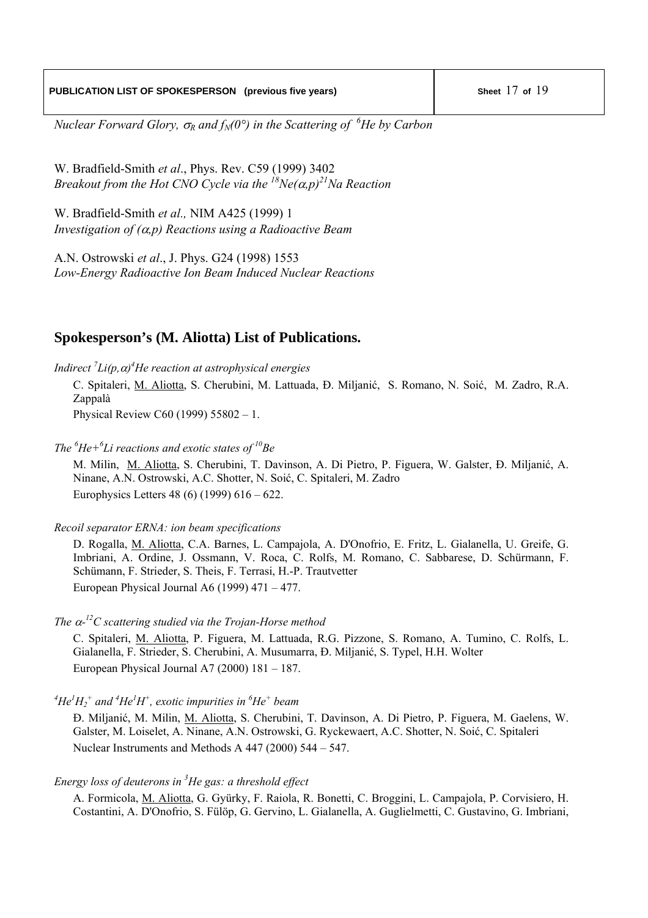*Nuclear Forward Glory, $\sigma_R$ and $f_N(0°)$ in the Scattering of $^6He$ by Carbon*

W. Bradfield-Smith *et al*., Phys. Rev. C59 (1999) 3402
*Breakout from the Hot CNO Cycle via the $^{18}Ne(\alpha,p)^{21}Na$ Reaction*

W. Bradfield-Smith *et al.,* NIM A425 (1999) 1
*Investigation of $(\alpha,p)$ Reactions using a Radioactive Beam*

A.N. Ostrowski *et al*., J. Phys. G24 (1998) 1553
*Low-Energy Radioactive Ion Beam Induced Nuclear Reactions*

## Spokesperson's (M. Aliotta) List of Publications.

*Indirect $^7Li(p,\alpha)^4He$ reaction at astrophysical energies*

C. Spitaleri, M. Aliotta, S. Cherubini, M. Lattuada, Đ. Miljanić, S. Romano, N. Soić, M. Zadro, R.A. Zappalà
Physical Review C60 (1999) 55802 – 1.

*The $^6He$+$^6Li$ reactions and exotic states of $^{10}Be$*

M. Milin, M. Aliotta, S. Cherubini, T. Davinson, A. Di Pietro, P. Figuera, W. Galster, Đ. Miljanić, A. Ninane, A.N. Ostrowski, A.C. Shotter, N. Soić, C. Spitaleri, M. Zadro
Europhysics Letters 48 (6) (1999) 616 – 622.

*Recoil separator ERNA: ion beam specifications*

D. Rogalla, M. Aliotta, C.A. Barnes, L. Campajola, A. D'Onofrio, E. Fritz, L. Gialanella, U. Greife, G. Imbriani, A. Ordine, J. Ossmann, V. Roca, C. Rolfs, M. Romano, C. Sabbarese, D. Schürmann, F. Schümann, F. Strieder, S. Theis, F. Terrasi, H.-P. Trautvetter
European Physical Journal A6 (1999) 471 – 477.

*The $\alpha$-$^{12}C$ scattering studied via the Trojan-Horse method*

C. Spitaleri, M. Aliotta, P. Figuera, M. Lattuada, R.G. Pizzone, S. Romano, A. Tumino, C. Rolfs, L. Gialanella, F. Strieder, S. Cherubini, A. Musumarra, Đ. Miljanić, S. Typel, H.H. Wolter
European Physical Journal A7 (2000) 181 – 187.

*$^4He^1H_2^+$ and $^4He^1H^+$, exotic impurities in $^6He^+$ beam*

Đ. Miljanić, M. Milin, M. Aliotta, S. Cherubini, T. Davinson, A. Di Pietro, P. Figuera, M. Gaelens, W. Galster, M. Loiselet, A. Ninane, A.N. Ostrowski, G. Ryckewaert, A.C. Shotter, N. Soić, C. Spitaleri
Nuclear Instruments and Methods A 447 (2000) 544 – 547.

*Energy loss of deuterons in $^3He$ gas: a threshold effect*

A. Formicola, M. Aliotta, G. Gyürky, F. Raiola, R. Bonetti, C. Broggini, L. Campajola, P. Corvisiero, H. Costantini, A. D'Onofrio, S. Fülöp, G. Gervino, L. Gialanella, A. Guglielmetti, C. Gustavino, G. Imbriani,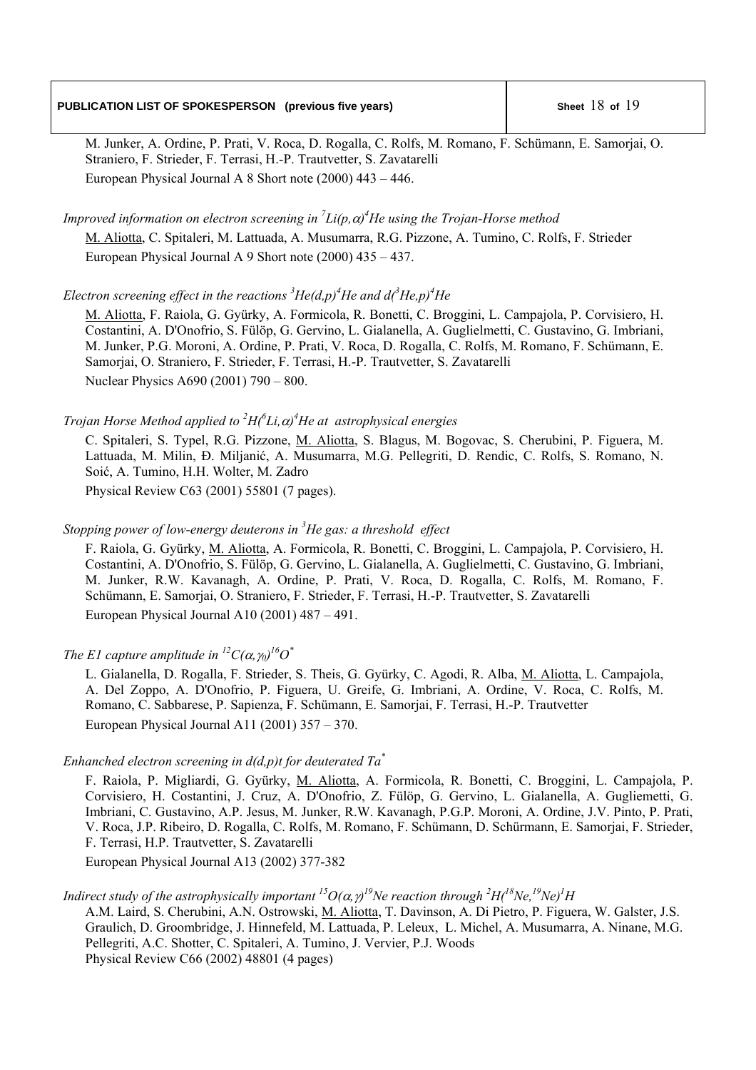M. Junker, A. Ordine, P. Prati, V. Roca, D. Rogalla, C. Rolfs, M. Romano, F. Schümann, E. Samorjai, O. Straniero, F. Strieder, F. Terrasi, H.-P. Trautvetter, S. Zavatarelli
European Physical Journal A 8 Short note (2000) 443 – 446.

*Improved information on electron screening in $^{7}Li(p,\alpha)^{4}He$ using the Trojan-Horse method*
M. Aliotta, C. Spitaleri, M. Lattuada, A. Musumarra, R.G. Pizzone, A. Tumino, C. Rolfs, F. Strieder
European Physical Journal A 9 Short note (2000) 435 – 437.

*Electron screening effect in the reactions $^{3}He(d,p)^{4}He$ and $d(^{3}He,p)^{4}He$*
M. Aliotta, F. Raiola, G. Gyürky, A. Formicola, R. Bonetti, C. Broggini, L. Campajola, P. Corvisiero, H. Costantini, A. D'Onofrio, S. Fülöp, G. Gervino, L. Gialanella, A. Guglielmetti, C. Gustavino, G. Imbriani, M. Junker, P.G. Moroni, A. Ordine, P. Prati, V. Roca, D. Rogalla, C. Rolfs, M. Romano, F. Schümann, E. Samorjai, O. Straniero, F. Strieder, F. Terrasi, H.-P. Trautvetter, S. Zavatarelli
Nuclear Physics A690 (2001) 790 – 800.

*Trojan Horse Method applied to $^{2}H(^{6}Li,\alpha)^{4}He$ at astrophysical energies*
C. Spitaleri, S. Typel, R.G. Pizzone, M. Aliotta, S. Blagus, M. Bogovac, S. Cherubini, P. Figuera, M. Lattuada, M. Milin, Đ. Miljanić, A. Musumarra, M.G. Pellegriti, D. Rendic, C. Rolfs, S. Romano, N. Soić, A. Tumino, H.H. Wolter, M. Zadro
Physical Review C63 (2001) 55801 (7 pages).

*Stopping power of low-energy deuterons in $^{3}He$ gas: a threshold effect*
F. Raiola, G. Gyürky, M. Aliotta, A. Formicola, R. Bonetti, C. Broggini, L. Campajola, P. Corvisiero, H. Costantini, A. D'Onofrio, S. Fülöp, G. Gervino, L. Gialanella, A. Guglielmetti, C. Gustavino, G. Imbriani, M. Junker, R.W. Kavanagh, A. Ordine, P. Prati, V. Roca, D. Rogalla, C. Rolfs, M. Romano, F. Schümann, E. Samorjai, O. Straniero, F. Strieder, F. Terrasi, H.-P. Trautvetter, S. Zavatarelli
European Physical Journal A10 (2001) 487 – 491.

*The E1 capture amplitude in $^{12}C(\alpha,\gamma_0)^{16}O^*$*
L. Gialanella, D. Rogalla, F. Strieder, S. Theis, G. Gyürky, C. Agodi, R. Alba, M. Aliotta, L. Campajola, A. Del Zoppo, A. D'Onofrio, P. Figuera, U. Greife, G. Imbriani, A. Ordine, V. Roca, C. Rolfs, M. Romano, C. Sabbarese, P. Sapienza, F. Schümann, E. Samorjai, F. Terrasi, H.-P. Trautvetter
European Physical Journal A11 (2001) 357 – 370.

*Enhanced electron screening in d(d,p)t for deuterated $Ta^*$*
F. Raiola, P. Migliardi, G. Gyürky, M. Aliotta, A. Formicola, R. Bonetti, C. Broggini, L. Campajola, P. Corvisiero, H. Costantini, J. Cruz, A. D'Onofrio, Z. Fülöp, G. Gervino, L. Gialanella, A. Gugliemetti, G. Imbriani, C. Gustavino, A.P. Jesus, M. Junker, R.W. Kavanagh, P.G.P. Moroni, A. Ordine, J.V. Pinto, P. Prati, V. Roca, J.P. Ribeiro, D. Rogalla, C. Rolfs, M. Romano, F. Schümann, D. Schürmann, E. Samorjai, F. Strieder, F. Terrasi, H.P. Trautvetter, S. Zavatarelli
European Physical Journal A13 (2002) 377-382

*Indirect study of the astrophysically important $^{15}O(\alpha,\gamma)^{19}Ne$ reaction through $^{2}H(^{18}Ne,^{19}Ne)^{1}H$*
A.M. Laird, S. Cherubini, A.N. Ostrowski, M. Aliotta, T. Davinson, A. Di Pietro, P. Figuera, W. Galster, J.S. Graulich, D. Groombridge, J. Hinnefeld, M. Lattuada, P. Leleux, L. Michel, A. Musumarra, A. Ninane, M.G. Pellegriti, A.C. Shotter, C. Spitaleri, A. Tumino, J. Vervier, P.J. Woods
Physical Review C66 (2002) 48801 (4 pages)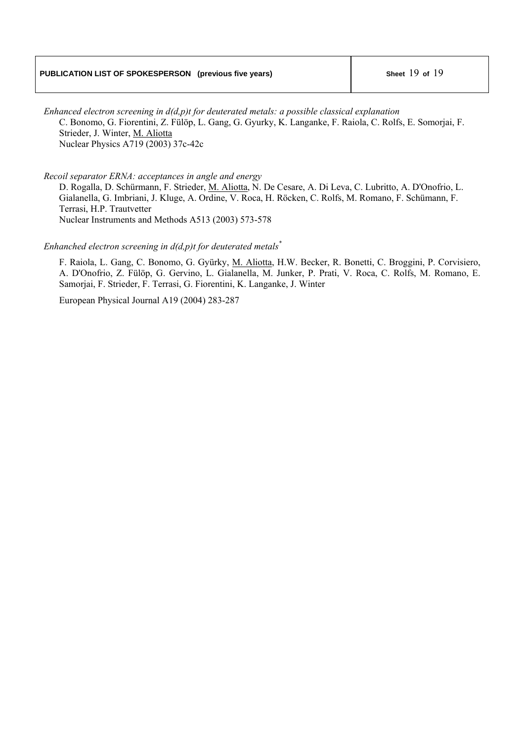**PUBLICATION LIST OF SPOKESPERSON (previous five years)**

*Enhanced electron screening in d(d,p)t for deuterated metals: a possible classical explanation*
C. Bonomo, G. Fiorentini, Z. Fülöp, L. Gang, G. Gyurky, K. Langanke, F. Raiola, C. Rolfs, E. Somorjai, F. Strieder, J. Winter, <u>M. Aliotta</u>
Nuclear Physics A719 (2003) 37c-42c

*Recoil separator ERNA: acceptances in angle and energy*
D. Rogalla, D. Schürmann, F. Strieder, <u>M. Aliotta</u>, N. De Cesare, A. Di Leva, C. Lubritto, A. D'Onofrio, L. Gialanella, G. Imbriani, J. Kluge, A. Ordine, V. Roca, H. Röcken, C. Rolfs, M. Romano, F. Schümann, F. Terrasi, H.P. Trautvetter
Nuclear Instruments and Methods A513 (2003) 573-578

*Enhanched electron screening in d(d,p)t for deuterated metals*[*]

F. Raiola, L. Gang, C. Bonomo, G. Gyürky, <u>M. Aliotta</u>, H.W. Becker, R. Bonetti, C. Broggini, P. Corvisiero, A. D'Onofrio, Z. Fülöp, G. Gervino, L. Gialanella, M. Junker, P. Prati, V. Roca, C. Rolfs, M. Romano, E. Samorjai, F. Strieder, F. Terrasi, G. Fiorentini, K. Langanke, J. Winter

European Physical Journal A19 (2004) 283-287